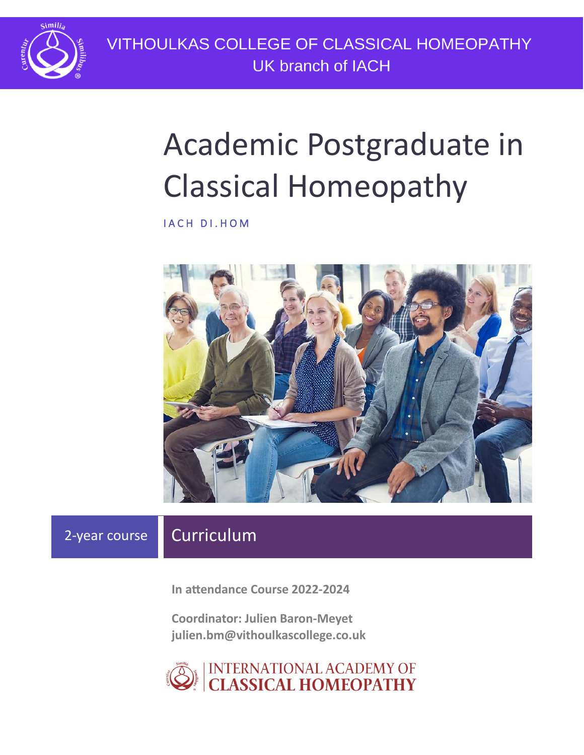VITHOULKAS COLLEGE OF CLASSICAL HOMEOPATHY
UK branch of IACH

# Academic Postgraduate in Classical Homeopathy

IACH DI.HOM

2-year course

## Curriculum

**In attendance Course 2022-2024**

**Coordinator: Julien Baron-Meyet**
**julien.bm@vithoulkascollege.co.uk**

INTERNATIONAL ACADEMY OF
**CLASSICAL HOMEOPATHY**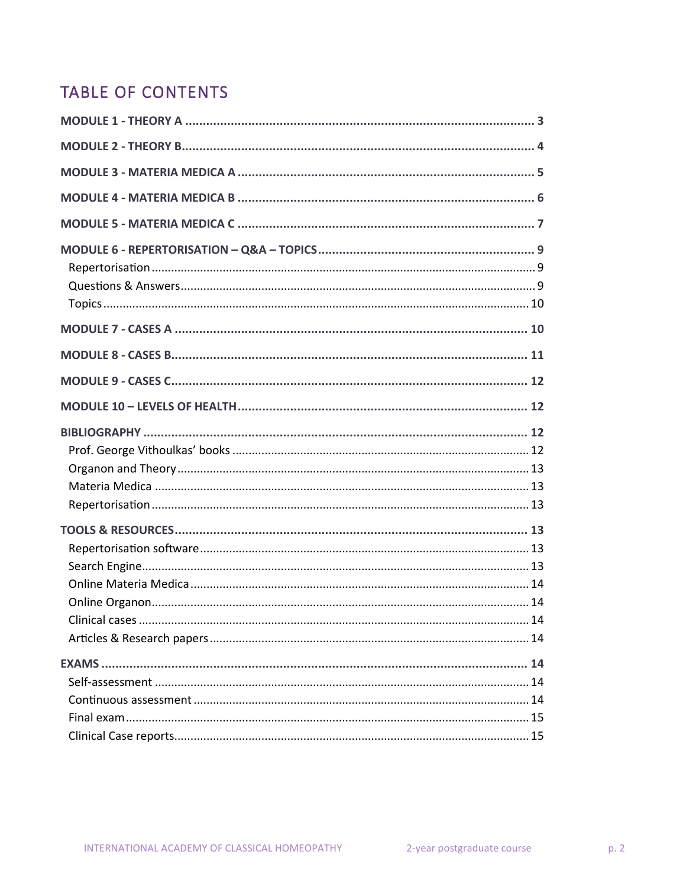## TABLE OF CONTENTS

**MODULE 1 - THEORY A** ..................................................................................................... 3

**MODULE 2 - THEORY B** ..................................................................................................... 4

**MODULE 3 - MATERIA MEDICA A** ..................................................................................... 5

**MODULE 4 - MATERIA MEDICA B** ..................................................................................... 6

**MODULE 5 - MATERIA MEDICA C** ..................................................................................... 7

**MODULE 6 - REPERTORISATION – Q&A – TOPICS** .............................................................. 9
- Repertorisation ..................................................................................................................... 9
- Questions & Answers ............................................................................................................ 9
- Topics ................................................................................................................................. 10

**MODULE 7 - CASES A** ..................................................................................................... 10

**MODULE 8 - CASES B** ..................................................................................................... 11

**MODULE 9 - CASES C** ..................................................................................................... 12

**MODULE 10 – LEVELS OF HEALTH** .................................................................................. 12

**BIBLIOGRAPHY** .............................................................................................................. 12
- Prof. George Vithoulkas' books .......................................................................................... 12
- Organon and Theory ............................................................................................................ 13
- Materia Medica ................................................................................................................... 13
- Repertorisation ................................................................................................................... 13

**TOOLS & RESOURCES** ..................................................................................................... 13
- Repertorisation software .................................................................................................... 13
- Search Engine ...................................................................................................................... 13
- Online Materia Medica ........................................................................................................ 14
- Online Organon ................................................................................................................... 14
- Clinical cases ....................................................................................................................... 14
- Articles & Research papers ................................................................................................. 14

**EXAMS** ........................................................................................................................... 14
- Self-assessment ................................................................................................................... 14
- Continuous assessment ....................................................................................................... 14
- Final exam ........................................................................................................................... 15
- Clinical Case reports ............................................................................................................ 15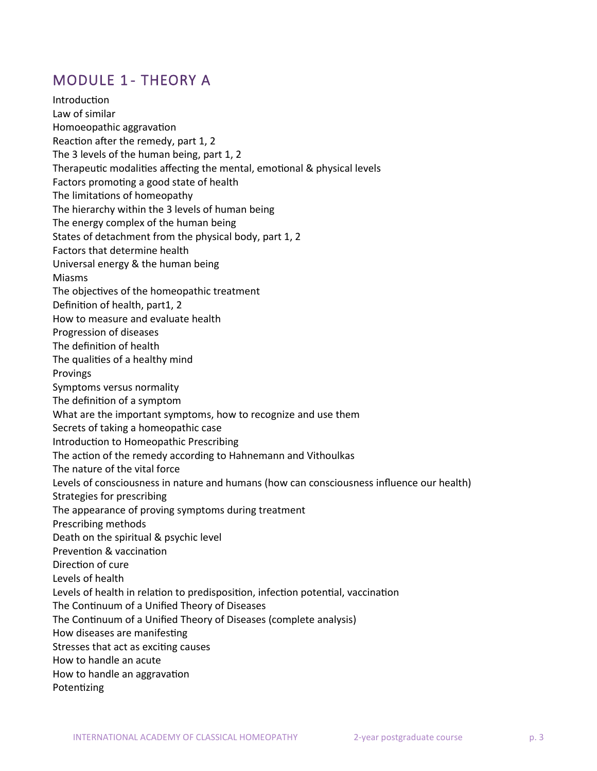## MODULE 1 - THEORY A

Introduction
Law of similar
Homoeopathic aggravation
Reaction after the remedy, part 1, 2
The 3 levels of the human being, part 1, 2
Therapeutic modalities affecting the mental, emotional & physical levels
Factors promoting a good state of health
The limitations of homeopathy
The hierarchy within the 3 levels of human being
The energy complex of the human being
States of detachment from the physical body, part 1, 2
Factors that determine health
Universal energy & the human being
Miasms
The objectives of the homeopathic treatment
Definition of health, part1, 2
How to measure and evaluate health
Progression of diseases
The definition of health
The qualities of a healthy mind
Provings
Symptoms versus normality
The definition of a symptom
What are the important symptoms, how to recognize and use them
Secrets of taking a homeopathic case
Introduction to Homeopathic Prescribing
The action of the remedy according to Hahnemann and Vithoulkas
The nature of the vital force
Levels of consciousness in nature and humans (how can consciousness influence our health)
Strategies for prescribing
The appearance of proving symptoms during treatment
Prescribing methods
Death on the spiritual & psychic level
Prevention & vaccination
Direction of cure
Levels of health
Levels of health in relation to predisposition, infection potential, vaccination
The Continuum of a Unified Theory of Diseases
The Continuum of a Unified Theory of Diseases (complete analysis)
How diseases are manifesting
Stresses that act as exciting causes
How to handle an acute
How to handle an aggravation
Potentizing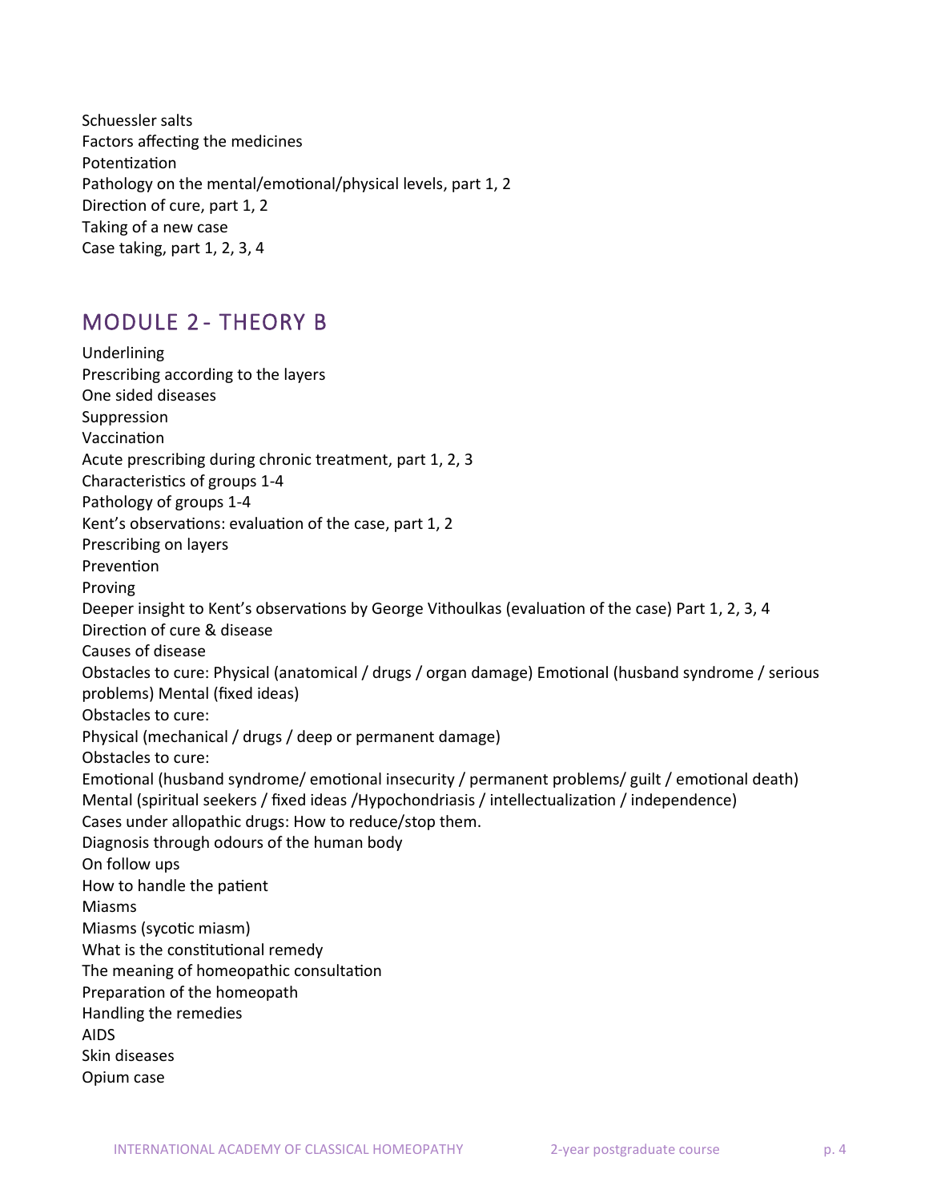Schuessler salts
Factors affecting the medicines
Potentization
Pathology on the mental/emotional/physical levels, part 1, 2
Direction of cure, part 1, 2
Taking of a new case
Case taking, part 1, 2, 3, 4

## MODULE 2 - THEORY B

Underlining
Prescribing according to the layers
One sided diseases
Suppression
Vaccination
Acute prescribing during chronic treatment, part 1, 2, 3
Characteristics of groups 1-4
Pathology of groups 1-4
Kent's observations: evaluation of the case, part 1, 2
Prescribing on layers
Prevention
Proving
Deeper insight to Kent's observations by George Vithoulkas (evaluation of the case) Part 1, 2, 3, 4
Direction of cure & disease
Causes of disease
Obstacles to cure: Physical (anatomical / drugs / organ damage) Emotional (husband syndrome / serious problems) Mental (fixed ideas)
Obstacles to cure:
Physical (mechanical / drugs / deep or permanent damage)
Obstacles to cure:
Emotional (husband syndrome/ emotional insecurity / permanent problems/ guilt / emotional death)
Mental (spiritual seekers / fixed ideas /Hypochondriasis / intellectualization / independence)
Cases under allopathic drugs: How to reduce/stop them.
Diagnosis through odours of the human body
On follow ups
How to handle the patient
Miasms
Miasms (sycotic miasm)
What is the constitutional remedy
The meaning of homeopathic consultation
Preparation of the homeopath
Handling the remedies
AIDS
Skin diseases
Opium case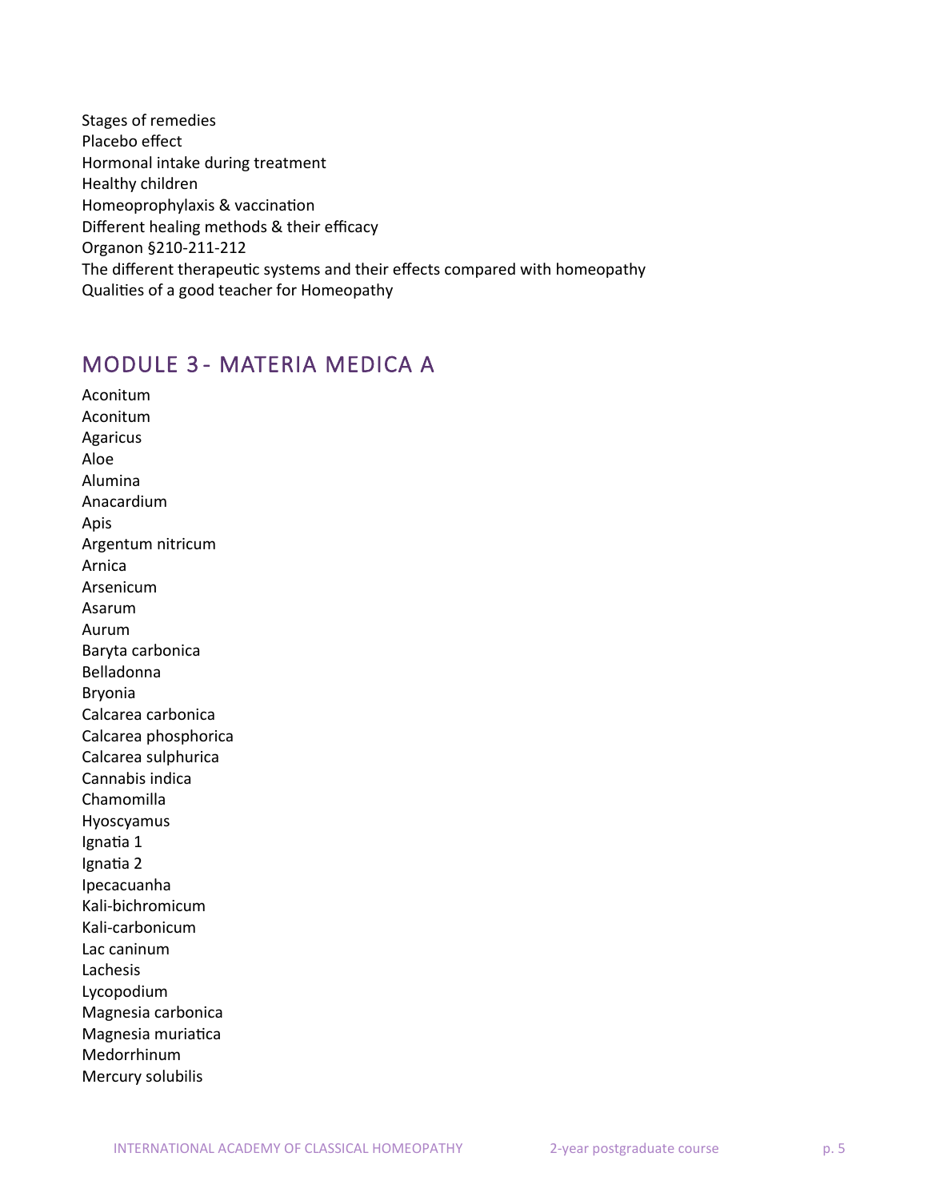Stages of remedies
Placebo effect
Hormonal intake during treatment
Healthy children
Homeoprophylaxis & vaccination
Different healing methods & their efficacy
Organon §210-211-212
The different therapeutic systems and their effects compared with homeopathy
Qualities of a good teacher for Homeopathy

## MODULE 3 - MATERIA MEDICA A

Aconitum
Aconitum
Agaricus
Aloe
Alumina
Anacardium
Apis
Argentum nitricum
Arnica
Arsenicum
Asarum
Aurum
Baryta carbonica
Belladonna
Bryonia
Calcarea carbonica
Calcarea phosphorica
Calcarea sulphurica
Cannabis indica
Chamomilla
Hyoscyamus
Ignatia 1
Ignatia 2
Ipecacuanha
Kali-bichromicum
Kali-carbonicum
Lac caninum
Lachesis
Lycopodium
Magnesia carbonica
Magnesia muriatica
Medorrhinum
Mercury solubilis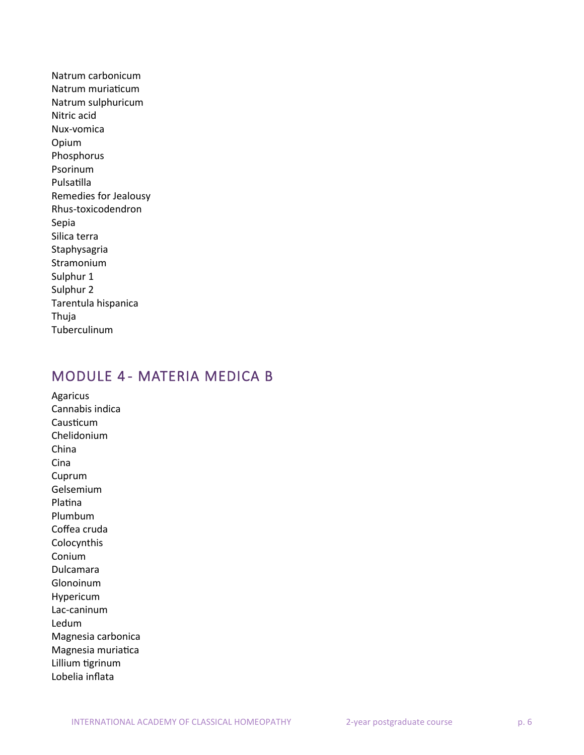Natrum carbonicum
Natrum muriaticum
Natrum sulphuricum
Nitric acid
Nux-vomica
Opium
Phosphorus
Psorinum
Pulsatilla
Remedies for Jealousy
Rhus-toxicodendron
Sepia
Silica terra
Staphysagria
Stramonium
Sulphur 1
Sulphur 2
Tarentula hispanica
Thuja
Tuberculinum

## MODULE 4 - MATERIA MEDICA B

Agaricus
Cannabis indica
Causticum
Chelidonium
China
Cina
Cuprum
Gelsemium
Platina
Plumbum
Coffea cruda
Colocynthis
Conium
Dulcamara
Glonoinum
Hypericum
Lac-caninum
Ledum
Magnesia carbonica
Magnesia muriatica
Lillium tigrinum
Lobelia inflata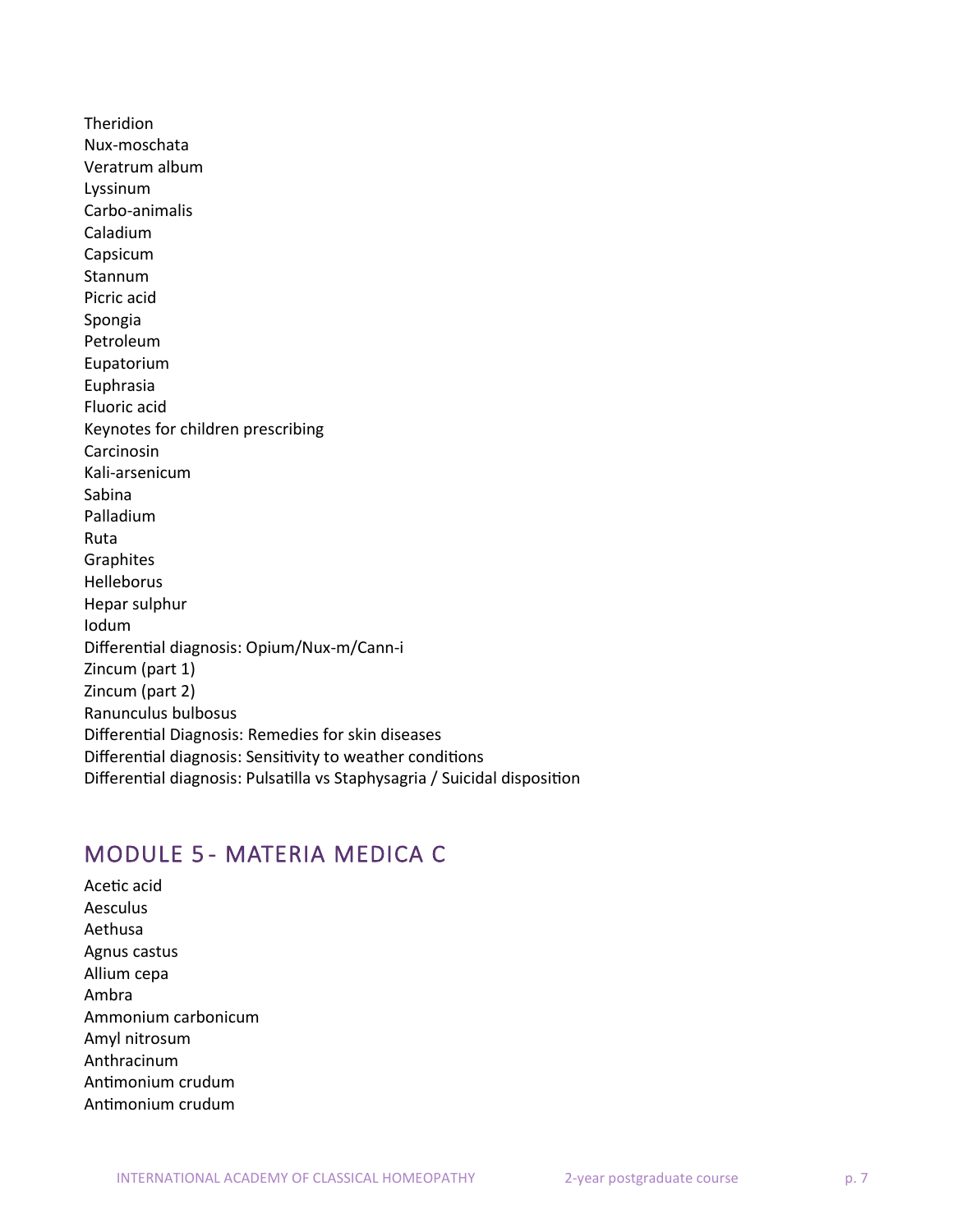Theridion
Nux-moschata
Veratrum album
Lyssinum
Carbo-animalis
Caladium
Capsicum
Stannum
Picric acid
Spongia
Petroleum
Eupatorium
Euphrasia
Fluoric acid
Keynotes for children prescribing
Carcinosin
Kali-arsenicum
Sabina
Palladium
Ruta
Graphites
Helleborus
Hepar sulphur
Iodum
Differential diagnosis: Opium/Nux-m/Cann-i
Zincum (part 1)
Zincum (part 2)
Ranunculus bulbosus
Differential Diagnosis: Remedies for skin diseases
Differential diagnosis: Sensitivity to weather conditions
Differential diagnosis: Pulsatilla vs Staphysagria / Suicidal disposition

## MODULE 5 - MATERIA MEDICA C

Acetic acid
Aesculus
Aethusa
Agnus castus
Allium cepa
Ambra
Ammonium carbonicum
Amyl nitrosum
Anthracinum
Antimonium crudum
Antimonium crudum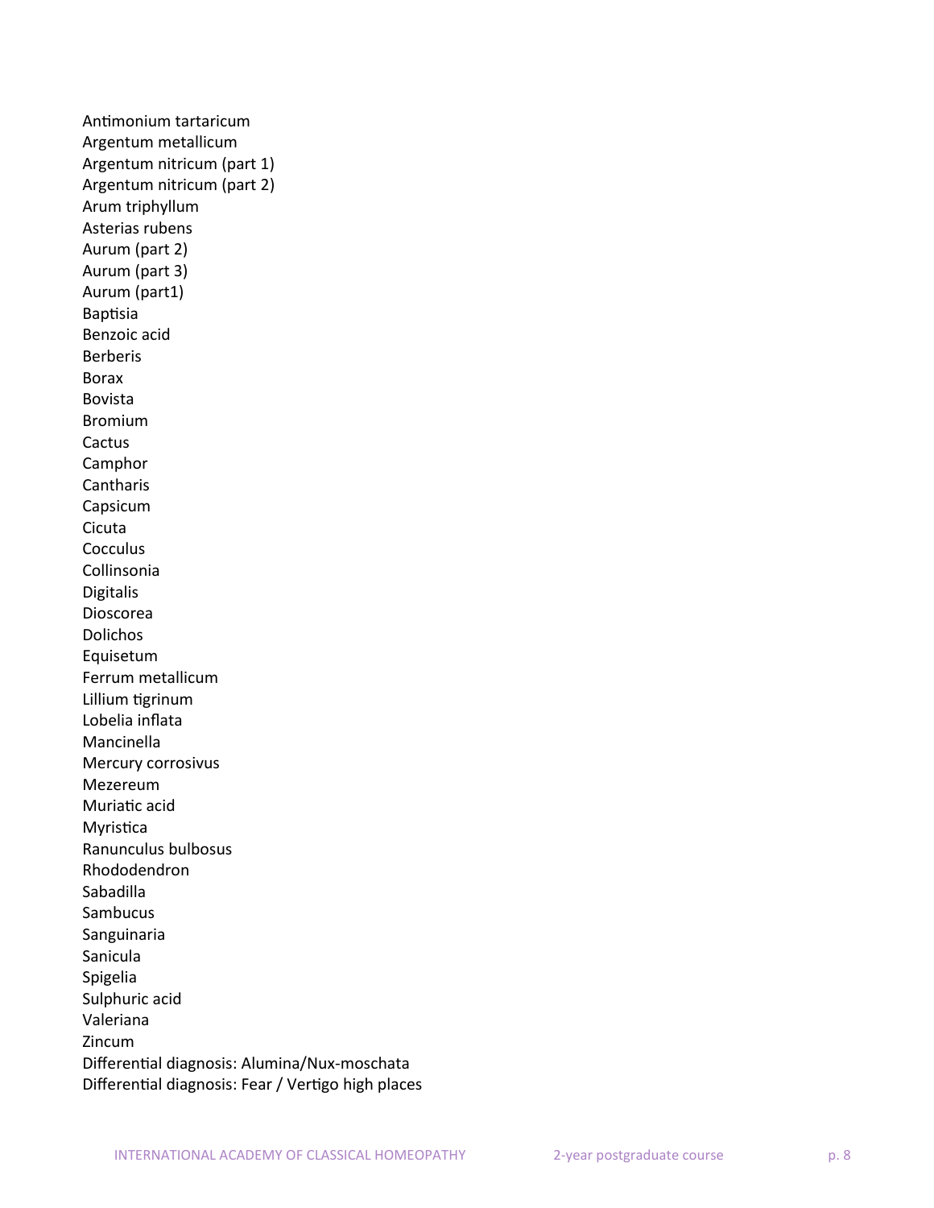Antimonium tartaricum
Argentum metallicum
Argentum nitricum (part 1)
Argentum nitricum (part 2)
Arum triphyllum
Asterias rubens
Aurum (part 2)
Aurum (part 3)
Aurum (part1)
Baptisia
Benzoic acid
Berberis
Borax
Bovista
Bromium
Cactus
Camphor
Cantharis
Capsicum
Cicuta
Cocculus
Collinsonia
Digitalis
Dioscorea
Dolichos
Equisetum
Ferrum metallicum
Lillium tigrinum
Lobelia inflata
Mancinella
Mercury corrosivus
Mezereum
Muriatic acid
Myristica
Ranunculus bulbosus
Rhododendron
Sabadilla
Sambucus
Sanguinaria
Sanicula
Spigelia
Sulphuric acid
Valeriana
Zincum
Differential diagnosis: Alumina/Nux-moschata
Differential diagnosis: Fear / Vertigo high places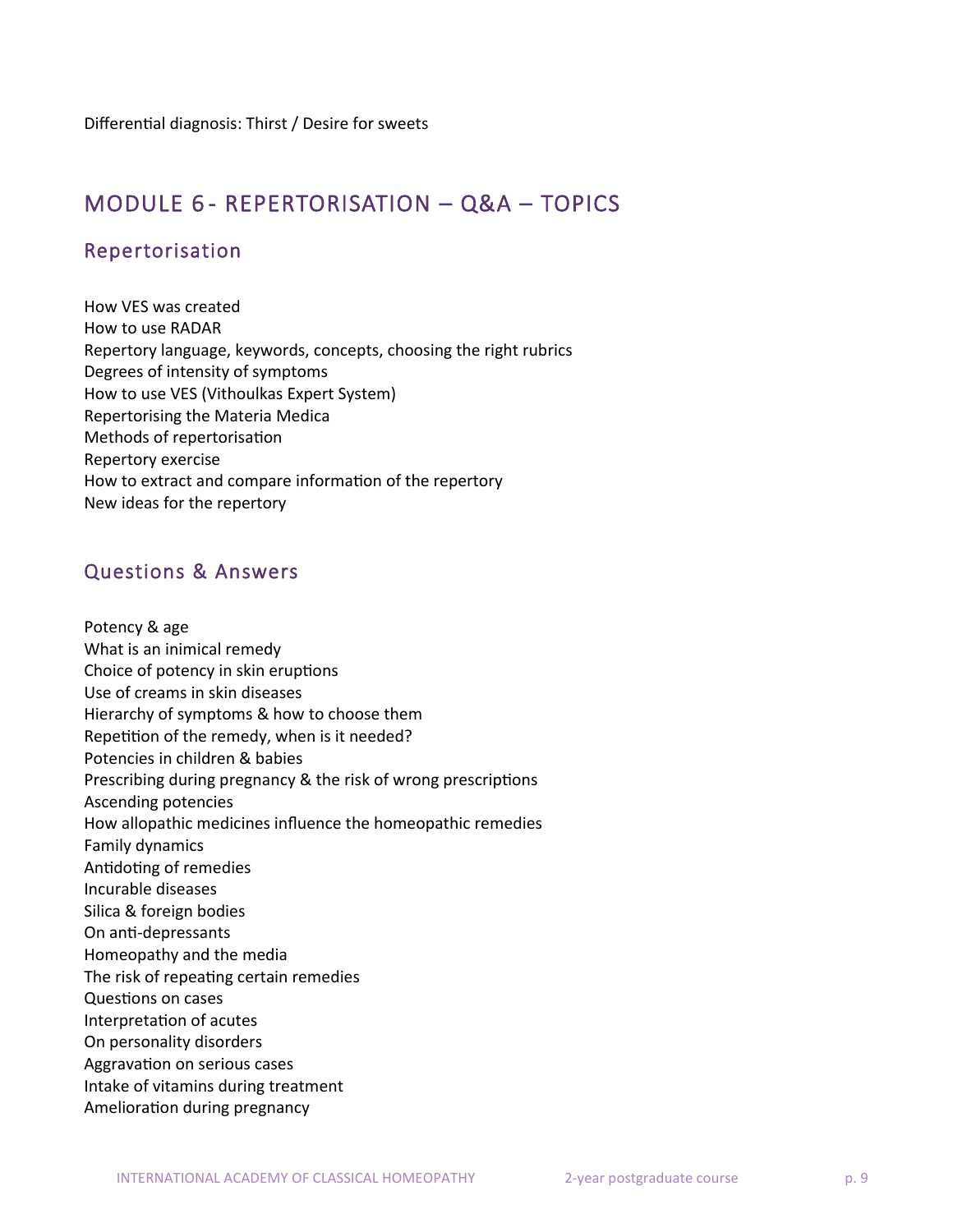Differential diagnosis: Thirst / Desire for sweets

## MODULE 6 - REPERTORISATION – Q&A – TOPICS

### Repertorisation

How VES was created
How to use RADAR
Repertory language, keywords, concepts, choosing the right rubrics
Degrees of intensity of symptoms
How to use VES (Vithoulkas Expert System)
Repertorising the Materia Medica
Methods of repertorisation
Repertory exercise
How to extract and compare information of the repertory
New ideas for the repertory

### Questions & Answers

Potency & age
What is an inimical remedy
Choice of potency in skin eruptions
Use of creams in skin diseases
Hierarchy of symptoms & how to choose them
Repetition of the remedy, when is it needed?
Potencies in children & babies
Prescribing during pregnancy & the risk of wrong prescriptions
Ascending potencies
How allopathic medicines influence the homeopathic remedies
Family dynamics
Antidoting of remedies
Incurable diseases
Silica & foreign bodies
On anti-depressants
Homeopathy and the media
The risk of repeating certain remedies
Questions on cases
Interpretation of acutes
On personality disorders
Aggravation on serious cases
Intake of vitamins during treatment
Amelioration during pregnancy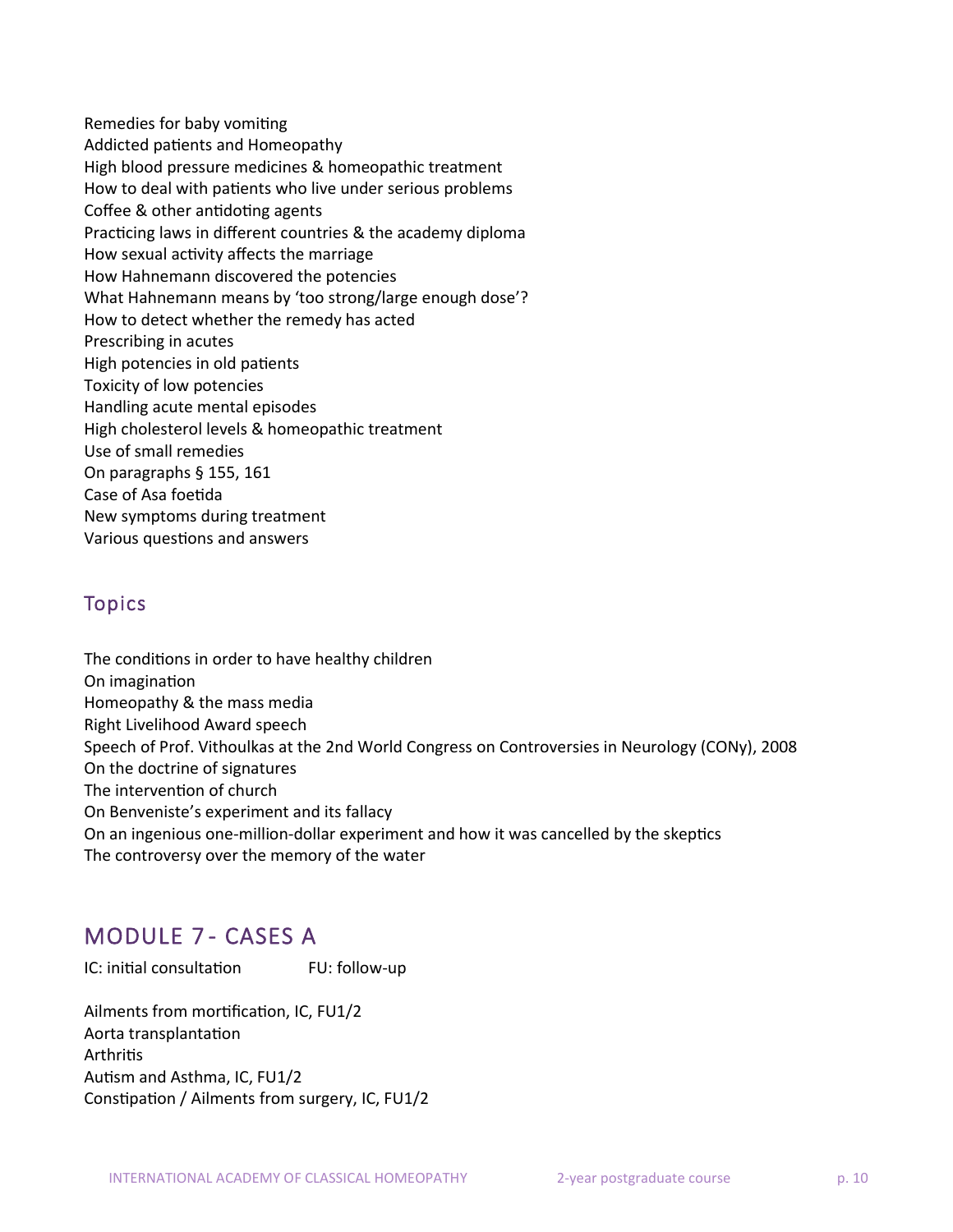Remedies for baby vomiting
Addicted patients and Homeopathy
High blood pressure medicines & homeopathic treatment
How to deal with patients who live under serious problems
Coffee & other antidoting agents
Practicing laws in different countries & the academy diploma
How sexual activity affects the marriage
How Hahnemann discovered the potencies
What Hahnemann means by 'too strong/large enough dose'?
How to detect whether the remedy has acted
Prescribing in acutes
High potencies in old patients
Toxicity of low potencies
Handling acute mental episodes
High cholesterol levels & homeopathic treatment
Use of small remedies
On paragraphs § 155, 161
Case of Asa foetida
New symptoms during treatment
Various questions and answers

### Topics

The conditions in order to have healthy children
On imagination
Homeopathy & the mass media
Right Livelihood Award speech
Speech of Prof. Vithoulkas at the 2nd World Congress on Controversies in Neurology (CONy), 2008
On the doctrine of signatures
The intervention of church
On Benveniste's experiment and its fallacy
On an ingenious one-million-dollar experiment and how it was cancelled by the skeptics
The controversy over the memory of the water

## MODULE 7 - CASES A

IC: initial consultation FU: follow-up

Ailments from mortification, IC, FU1/2
Aorta transplantation
Arthritis
Autism and Asthma, IC, FU1/2
Constipation / Ailments from surgery, IC, FU1/2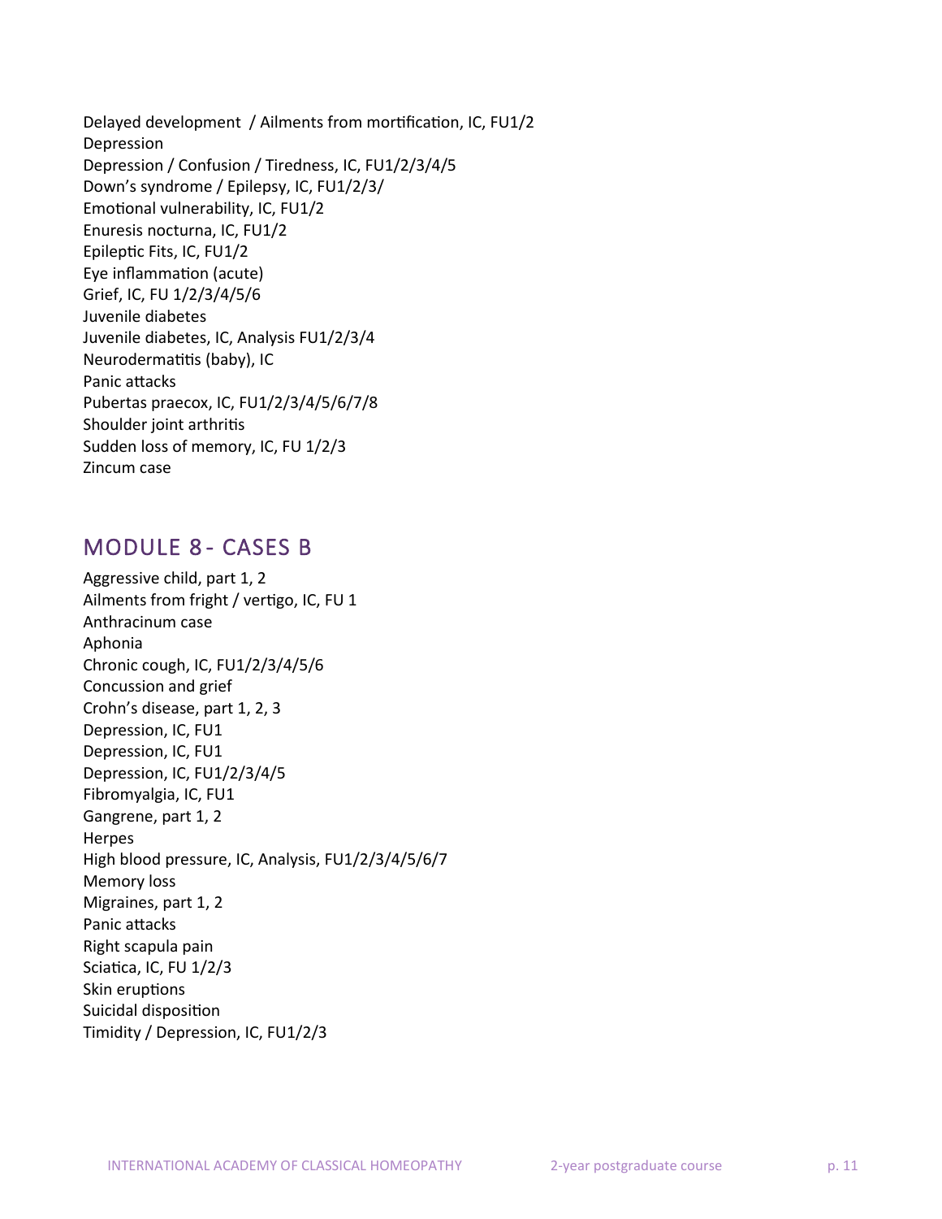Delayed development / Ailments from mortification, IC, FU1/2
Depression
Depression / Confusion / Tiredness, IC, FU1/2/3/4/5
Down's syndrome / Epilepsy, IC, FU1/2/3/
Emotional vulnerability, IC, FU1/2
Enuresis nocturna, IC, FU1/2
Epileptic Fits, IC, FU1/2
Eye inflammation (acute)
Grief, IC, FU 1/2/3/4/5/6
Juvenile diabetes
Juvenile diabetes, IC, Analysis FU1/2/3/4
Neurodermatitis (baby), IC
Panic attacks
Pubertas praecox, IC, FU1/2/3/4/5/6/7/8
Shoulder joint arthritis
Sudden loss of memory, IC, FU 1/2/3
Zincum case

## MODULE 8 - CASES B

Aggressive child, part 1, 2
Ailments from fright / vertigo, IC, FU 1
Anthracinum case
Aphonia
Chronic cough, IC, FU1/2/3/4/5/6
Concussion and grief
Crohn's disease, part 1, 2, 3
Depression, IC, FU1
Depression, IC, FU1
Depression, IC, FU1/2/3/4/5
Fibromyalgia, IC, FU1
Gangrene, part 1, 2
Herpes
High blood pressure, IC, Analysis, FU1/2/3/4/5/6/7
Memory loss
Migraines, part 1, 2
Panic attacks
Right scapula pain
Sciatica, IC, FU 1/2/3
Skin eruptions
Suicidal disposition
Timidity / Depression, IC, FU1/2/3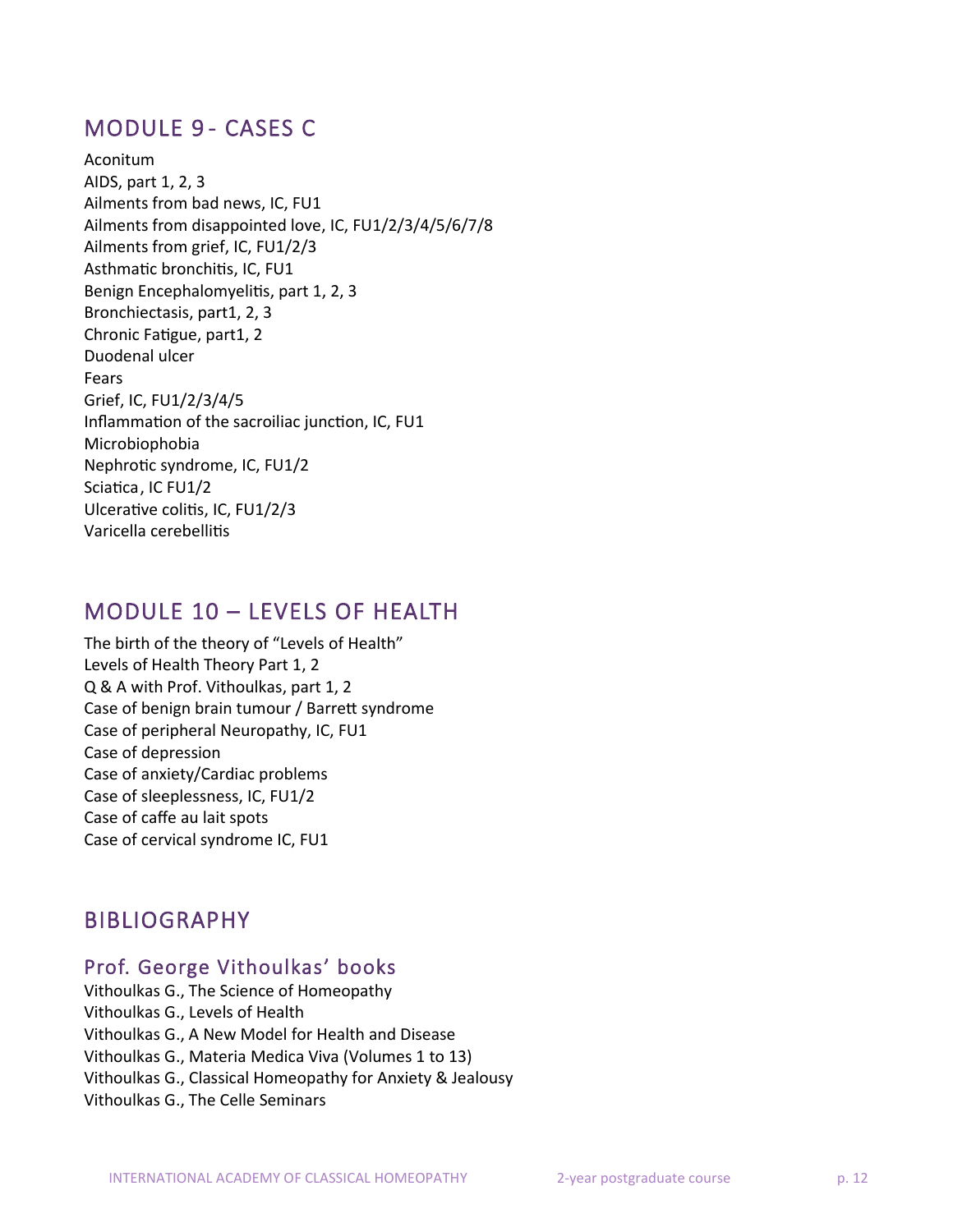## MODULE 9 - CASES C

Aconitum
AIDS, part 1, 2, 3
Ailments from bad news, IC, FU1
Ailments from disappointed love, IC, FU1/2/3/4/5/6/7/8
Ailments from grief, IC, FU1/2/3
Asthmatic bronchitis, IC, FU1
Benign Encephalomyelitis, part 1, 2, 3
Bronchiectasis, part1, 2, 3
Chronic Fatigue, part1, 2
Duodenal ulcer
Fears
Grief, IC, FU1/2/3/4/5
Inflammation of the sacroiliac junction, IC, FU1
Microbiophobia
Nephrotic syndrome, IC, FU1/2
Sciatica, IC FU1/2
Ulcerative colitis, IC, FU1/2/3
Varicella cerebellitis

## MODULE 10 – LEVELS OF HEALTH

The birth of the theory of "Levels of Health"
Levels of Health Theory Part 1, 2
Q & A with Prof. Vithoulkas, part 1, 2
Case of benign brain tumour / Barrett syndrome
Case of peripheral Neuropathy, IC, FU1
Case of depression
Case of anxiety/Cardiac problems
Case of sleeplessness, IC, FU1/2
Case of caffe au lait spots
Case of cervical syndrome IC, FU1

## BIBLIOGRAPHY

### Prof. George Vithoulkas' books

Vithoulkas G., The Science of Homeopathy
Vithoulkas G., Levels of Health
Vithoulkas G., A New Model for Health and Disease
Vithoulkas G., Materia Medica Viva (Volumes 1 to 13)
Vithoulkas G., Classical Homeopathy for Anxiety & Jealousy
Vithoulkas G., The Celle Seminars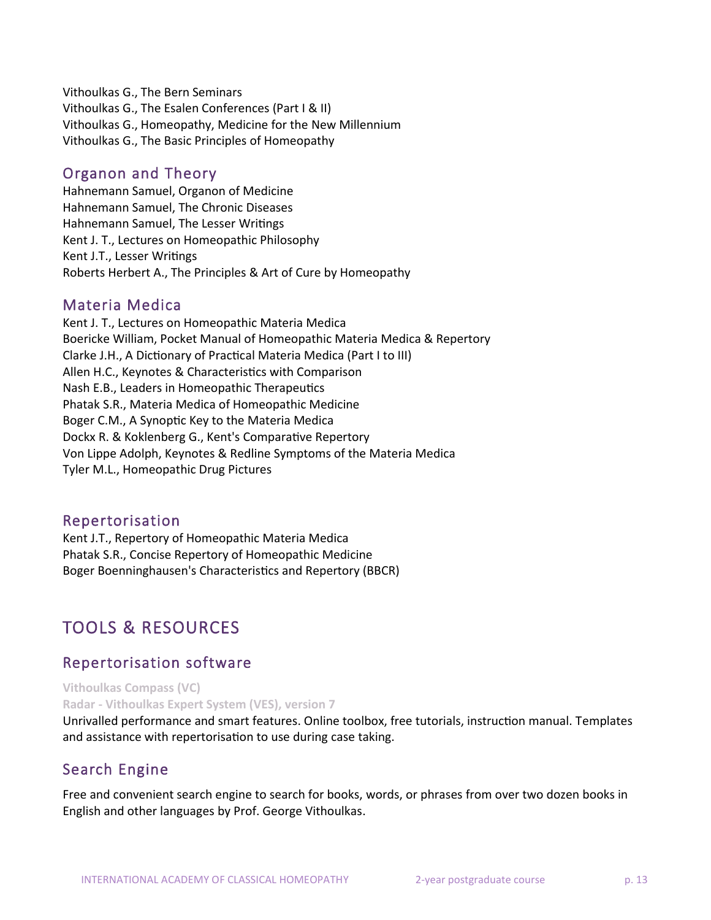Vithoulkas G., The Bern Seminars
Vithoulkas G., The Esalen Conferences (Part I & II)
Vithoulkas G., Homeopathy, Medicine for the New Millennium
Vithoulkas G., The Basic Principles of Homeopathy

### Organon and Theory

Hahnemann Samuel, Organon of Medicine
Hahnemann Samuel, The Chronic Diseases
Hahnemann Samuel, The Lesser Writings
Kent J. T., Lectures on Homeopathic Philosophy
Kent J.T., Lesser Writings
Roberts Herbert A., The Principles & Art of Cure by Homeopathy

### Materia Medica

Kent J. T., Lectures on Homeopathic Materia Medica
Boericke William, Pocket Manual of Homeopathic Materia Medica & Repertory
Clarke J.H., A Dictionary of Practical Materia Medica (Part I to III)
Allen H.C., Keynotes & Characteristics with Comparison
Nash E.B., Leaders in Homeopathic Therapeutics
Phatak S.R., Materia Medica of Homeopathic Medicine
Boger C.M., A Synoptic Key to the Materia Medica
Dockx R. & Koklenberg G., Kent's Comparative Repertory
Von Lippe Adolph, Keynotes & Redline Symptoms of the Materia Medica
Tyler M.L., Homeopathic Drug Pictures

### Repertorisation

Kent J.T., Repertory of Homeopathic Materia Medica
Phatak S.R., Concise Repertory of Homeopathic Medicine
Boger Boenninghausen's Characteristics and Repertory (BBCR)

## TOOLS & RESOURCES

### Repertorisation software

**Vithoulkas Compass (VC)**
**Radar - Vithoulkas Expert System (VES), version 7**
Unrivalled performance and smart features. Online toolbox, free tutorials, instruction manual. Templates and assistance with repertorisation to use during case taking.

### Search Engine

Free and convenient search engine to search for books, words, or phrases from over two dozen books in English and other languages by Prof. George Vithoulkas.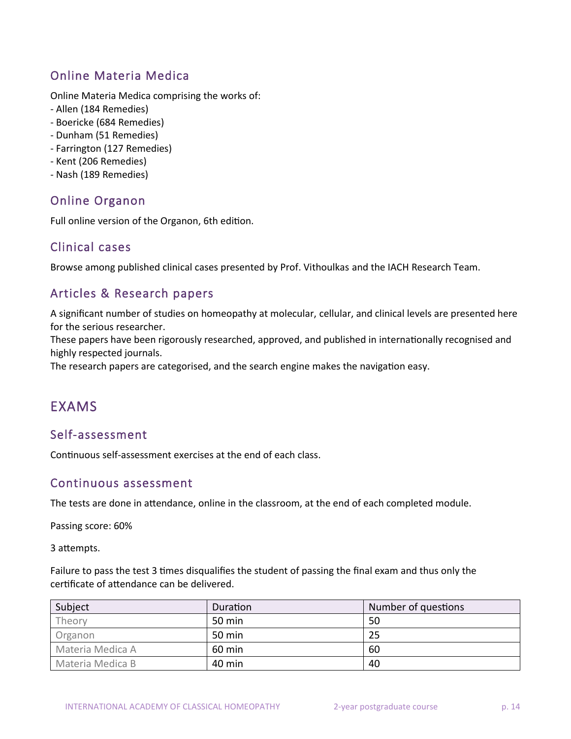## Online Materia Medica

Online Materia Medica comprising the works of:
- Allen (184 Remedies)
- Boericke (684 Remedies)
- Dunham (51 Remedies)
- Farrington (127 Remedies)
- Kent (206 Remedies)
- Nash (189 Remedies)

## Online Organon

Full online version of the Organon, 6th edition.

## Clinical cases

Browse among published clinical cases presented by Prof. Vithoulkas and the IACH Research Team.

## Articles & Research papers

A significant number of studies on homeopathy at molecular, cellular, and clinical levels are presented here for the serious researcher.
These papers have been rigorously researched, approved, and published in internationally recognised and highly respected journals.
The research papers are categorised, and the search engine makes the navigation easy.

# EXAMS

## Self-assessment

Continuous self-assessment exercises at the end of each class.

## Continuous assessment

The tests are done in attendance, online in the classroom, at the end of each completed module.

Passing score: 60%

3 attempts.

Failure to pass the test 3 times disqualifies the student of passing the final exam and thus only the certificate of attendance can be delivered.

| Subject | Duration | Number of questions |
|---|---|---|
| Theory | 50 min | 50 |
| Organon | 50 min | 25 |
| Materia Medica A | 60 min | 60 |
| Materia Medica B | 40 min | 40 |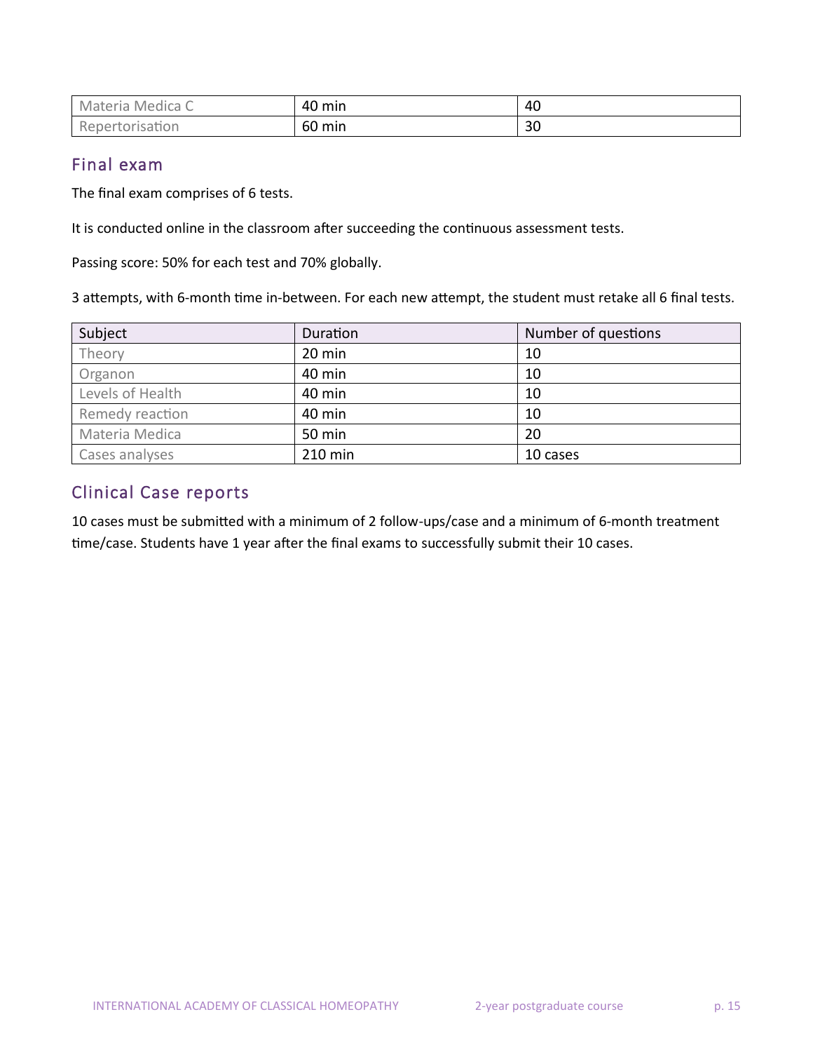| | | |
|---|---|---|
| Materia Medica C | 40 min | 40 |
| Repertorisation | 60 min | 30 |

## Final exam

The final exam comprises of 6 tests.

It is conducted online in the classroom after succeeding the continuous assessment tests.

Passing score: 50% for each test and 70% globally.

3 attempts, with 6-month time in-between. For each new attempt, the student must retake all 6 final tests.

| Subject | Duration | Number of questions |
|---|---|---|
| Theory | 20 min | 10 |
| Organon | 40 min | 10 |
| Levels of Health | 40 min | 10 |
| Remedy reaction | 40 min | 10 |
| Materia Medica | 50 min | 20 |
| Cases analyses | 210 min | 10 cases |

## Clinical Case reports

10 cases must be submitted with a minimum of 2 follow-ups/case and a minimum of 6-month treatment time/case. Students have 1 year after the final exams to successfully submit their 10 cases.